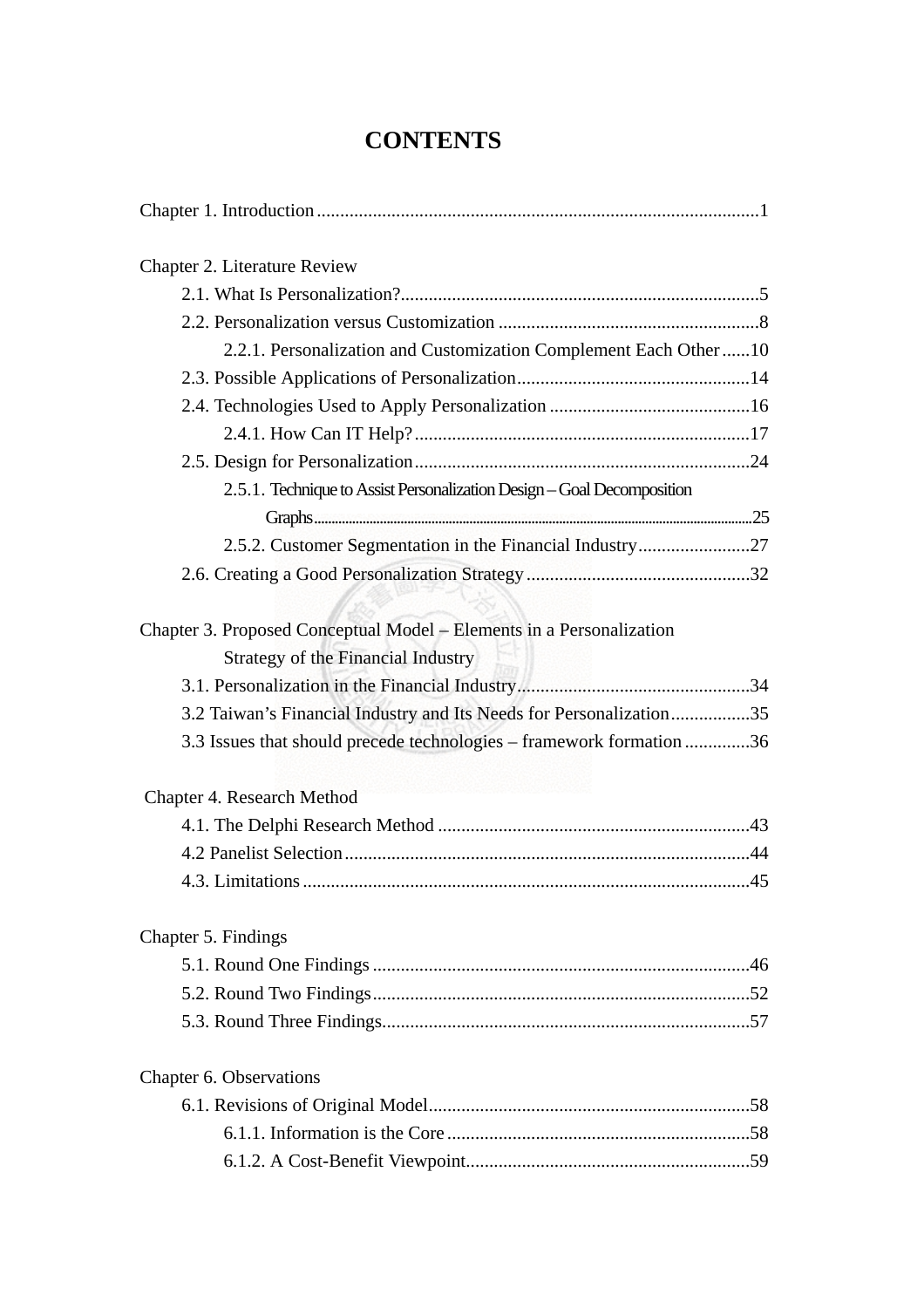# CONTENTS

Chapter 1. Introduction ..............................................................................................1

Chapter 2. Literature Review

- 2.1. What Is Personalization?............................................................................5
- 2.2. Personalization versus Customization ........................................................8
  - 2.2.1. Personalization and Customization Complement Each Other ......10
- 2.3. Possible Applications of Personalization..................................................14
- 2.4. Technologies Used to Apply Personalization ...........................................16
  - 2.4.1. How Can IT Help? ........................................................................17
- 2.5. Design for Personalization........................................................................24
  - 2.5.1. Technique to Assist Personalization Design – Goal Decomposition Graphs.........................................................................................................25
  - 2.5.2. Customer Segmentation in the Financial Industry........................27
- 2.6. Creating a Good Personalization Strategy ................................................32

Chapter 3. Proposed Conceptual Model – Elements in a Personalization Strategy of the Financial Industry

- 3.1. Personalization in the Financial Industry..................................................34
- 3.2 Taiwan's Financial Industry and Its Needs for Personalization.................35
- 3.3 Issues that should precede technologies – framework formation ..............36

Chapter 4. Research Method

- 4.1. The Delphi Research Method ...................................................................43
- 4.2 Panelist Selection.......................................................................................44
- 4.3. Limitations ...............................................................................................45

Chapter 5. Findings

- 5.1. Round One Findings .................................................................................46
- 5.2. Round Two Findings.................................................................................52
- 5.3. Round Three Findings...............................................................................57

Chapter 6. Observations

- 6.1. Revisions of Original Model.....................................................................58
  - 6.1.1. Information is the Core .................................................................58
  - 6.1.2. A Cost-Benefit Viewpoint.............................................................59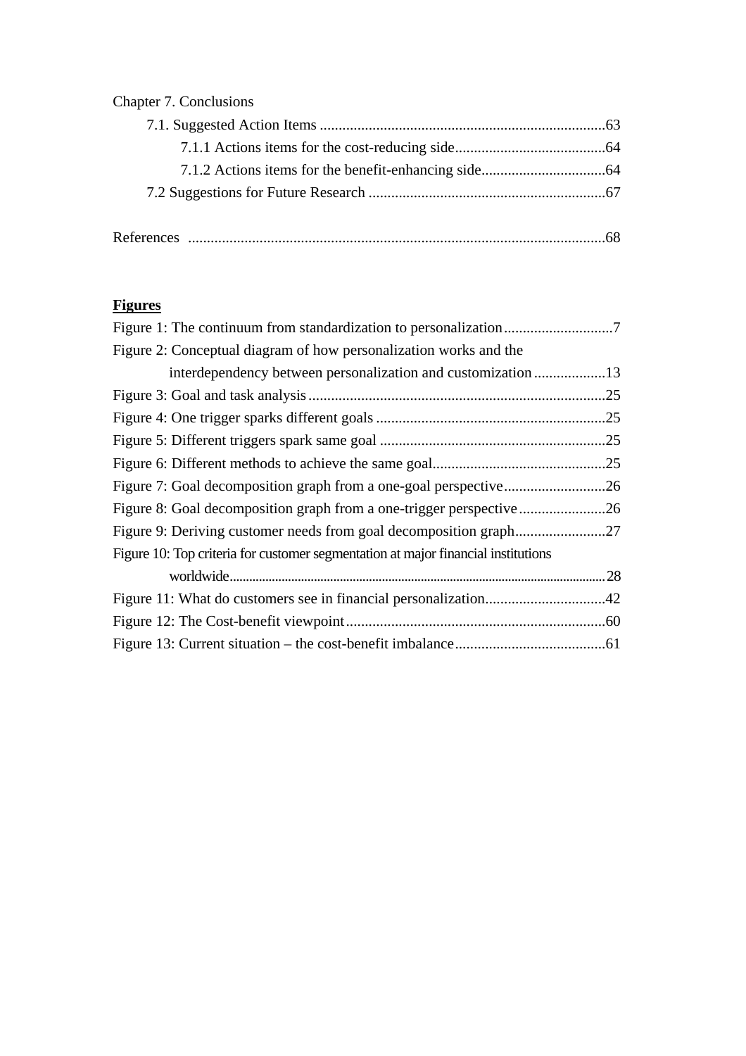Chapter 7. Conclusions

- 7.1. Suggested Action Items ............................................................................63
  - 7.1.1 Actions items for the cost-reducing side........................................64
  - 7.1.2 Actions items for the benefit-enhancing side.................................64
- 7.2 Suggestions for Future Research ...............................................................67

References ..............................................................................................................68

**Figures**

Figure 1: The continuum from standardization to personalization.............................7

Figure 2: Conceptual diagram of how personalization works and the interdependency between personalization and customization...................13

Figure 3: Goal and task analysis...............................................................................25

Figure 4: One trigger sparks different goals .............................................................25

Figure 5: Different triggers spark same goal ............................................................25

Figure 6: Different methods to achieve the same goal..............................................25

Figure 7: Goal decomposition graph from a one-goal perspective...........................26

Figure 8: Goal decomposition graph from a one-trigger perspective.......................26

Figure 9: Deriving customer needs from goal decomposition graph........................27

Figure 10: Top criteria for customer segmentation at major financial institutions worldwide...................................................................................................................28

Figure 11: What do customers see in financial personalization................................42

Figure 12: The Cost-benefit viewpoint.....................................................................60

Figure 13: Current situation – the cost-benefit imbalance........................................61